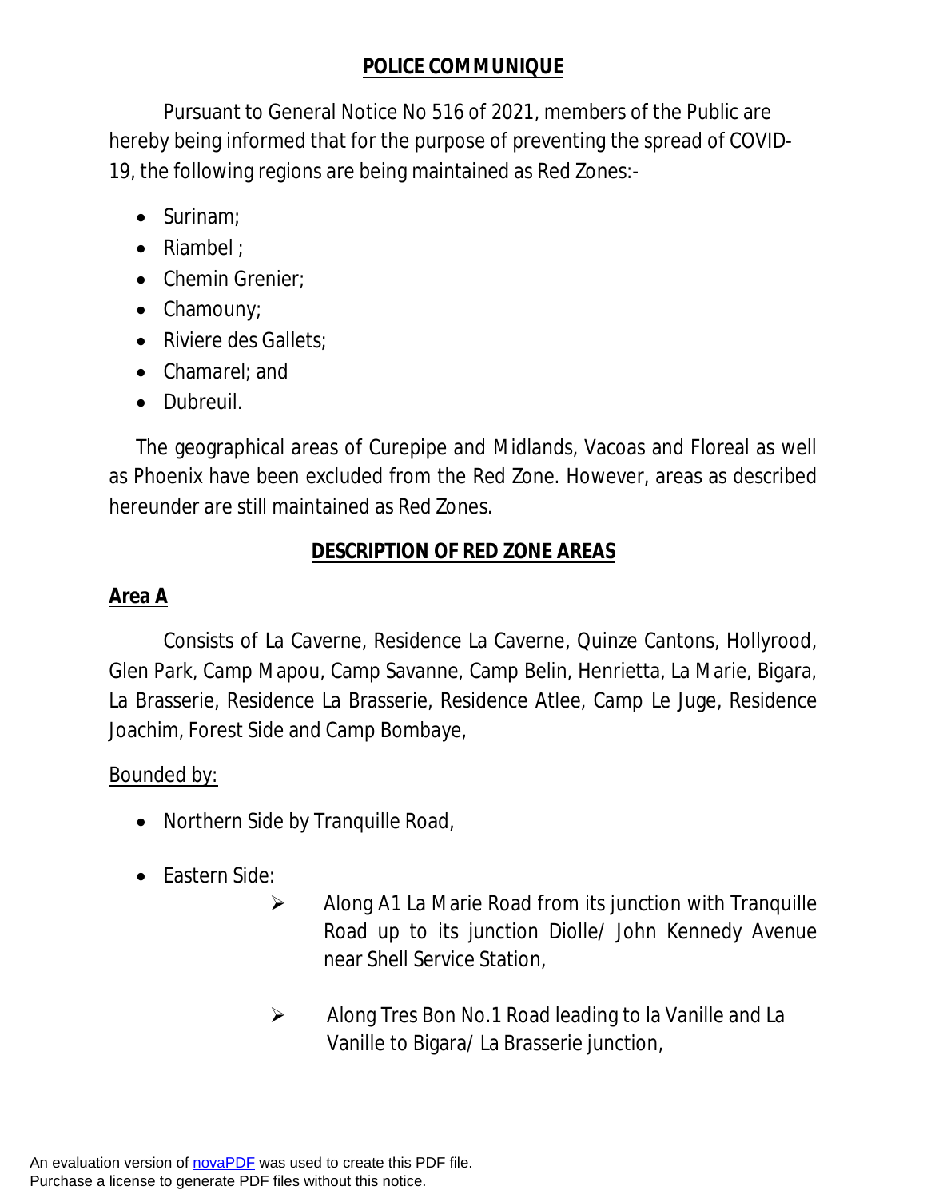# POLICE COMMUNIQUE

Pursuant to General Notice No 516 of 2021, members of the Public are hereby being informed that for the purpose of preventing the spread of COVID-19, the following regions are being maintained as Red Zones:-

- Surinam;
- Riambel ;
- Chemin Grenier;
- Chamouny;
- Riviere des Gallets;
- Chamarel; and
- Dubreuil.

The geographical areas of Curepipe and Midlands, Vacoas and Floreal as well as Phoenix have been excluded from the Red Zone. However, areas as described hereunder are still maintained as Red Zones.

## DESCRIPTION OF RED ZONE AREAS

### Area A

Consists of La Caverne, Residence La Caverne, Quinze Cantons, Hollyrood, Glen Park, Camp Mapou, Camp Savanne, Camp Belin, Henrietta, La Marie, Bigara, La Brasserie, Residence La Brasserie, Residence Atlee, Camp Le Juge, Residence Joachim, Forest Side and Camp Bombaye,

Bounded by:

- Northern Side by Tranquille Road,
- Eastern Side:
  - Along A1 La Marie Road from its junction with Tranquille Road up to its junction Diolle/ John Kennedy Avenue near Shell Service Station,
  - Along Tres Bon No.1 Road leading to la Vanille and La Vanille to Bigara/ La Brasserie junction,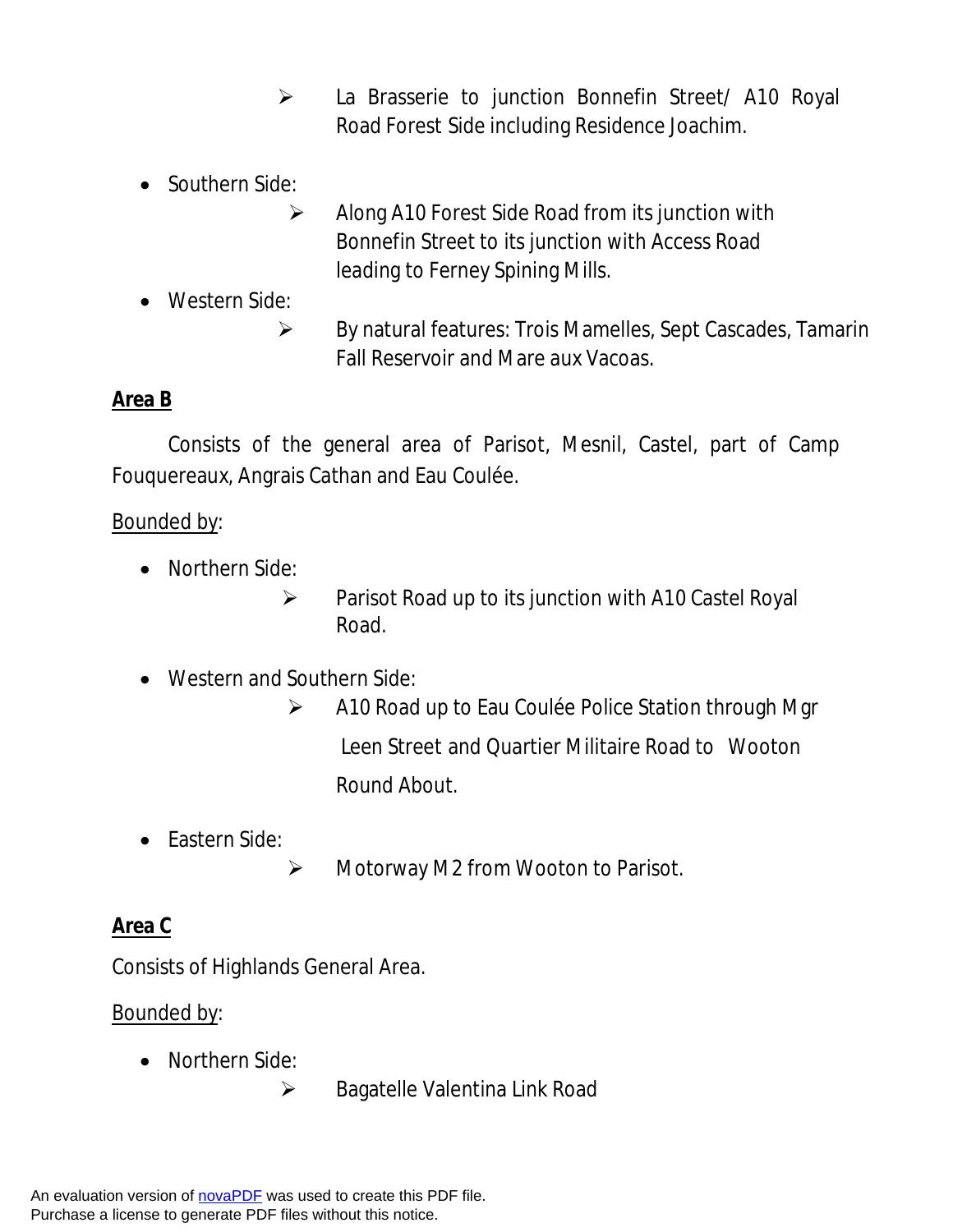- La Brasserie to junction Bonnefin Street/ A10 Royal Road Forest Side including Residence Joachim.

- Southern Side:
  - Along A10 Forest Side Road from its junction with Bonnefin Street to its junction with Access Road leading to Ferney Spining Mills.
- Western Side:
  - By natural features: Trois Mamelles, Sept Cascades, Tamarin Fall Reservoir and Mare aux Vacoas.

**Area B**

Consists of the general area of Parisot, Mesnil, Castel, part of Camp Fouquereaux, Angrais Cathan and Eau Coulée.

Bounded by:

- Northern Side:
  - Parisot Road up to its junction with A10 Castel Royal Road.

- Western and Southern Side:
  - A10 Road up to Eau Coulée Police Station through Mgr Leen Street and Quartier Militaire Road to Wooton Round About.

- Eastern Side:
  - Motorway M2 from Wooton to Parisot.

**Area C**

Consists of Highlands General Area.

Bounded by:

- Northern Side:
  - Bagatelle Valentina Link Road

An evaluation version of novaPDF was used to create this PDF file.
Purchase a license to generate PDF files without this notice.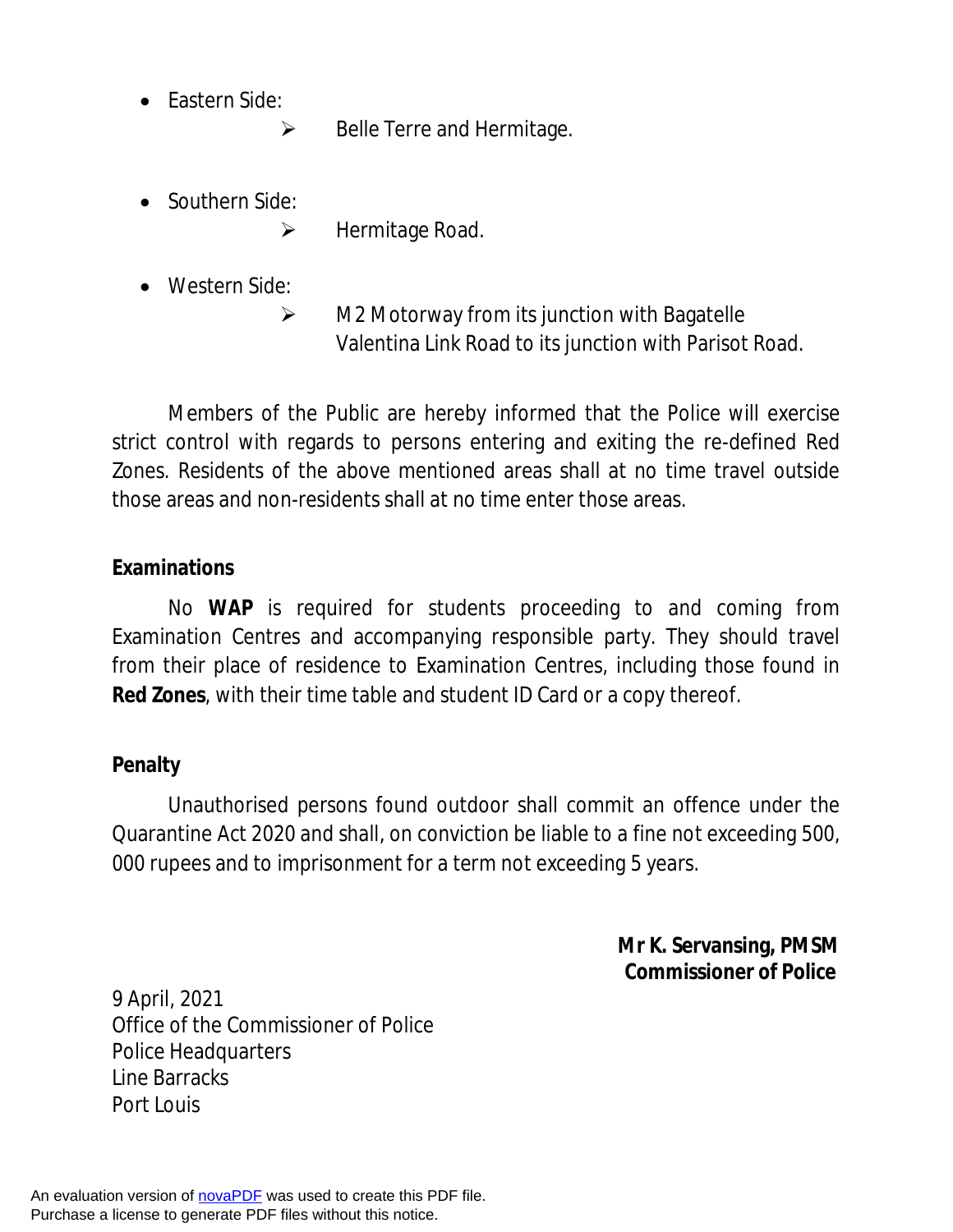- Eastern Side:
  - Belle Terre and Hermitage.

- Southern Side:
  - Hermitage Road.

- Western Side:
  - M2 Motorway from its junction with Bagatelle Valentina Link Road to its junction with Parisot Road.

Members of the Public are hereby informed that the Police will exercise strict control with regards to persons entering and exiting the re-defined Red Zones. Residents of the above mentioned areas shall at no time travel outside those areas and non-residents shall at no time enter those areas.

**Examinations**

No **WAP** is required for students proceeding to and coming from Examination Centres and accompanying responsible party. They should travel from their place of residence to Examination Centres, including those found in **Red Zones**, with their time table and student ID Card or a copy thereof.

**Penalty**

Unauthorised persons found outdoor shall commit an offence under the Quarantine Act 2020 and shall, on conviction be liable to a fine not exceeding 500, 000 rupees and to imprisonment for a term not exceeding 5 years.

**Mr K. Servansing, PMSM**
**Commissioner of Police**

9 April, 2021
Office of the Commissioner of Police
Police Headquarters
Line Barracks
Port Louis

An evaluation version of novaPDF was used to create this PDF file.
Purchase a license to generate PDF files without this notice.